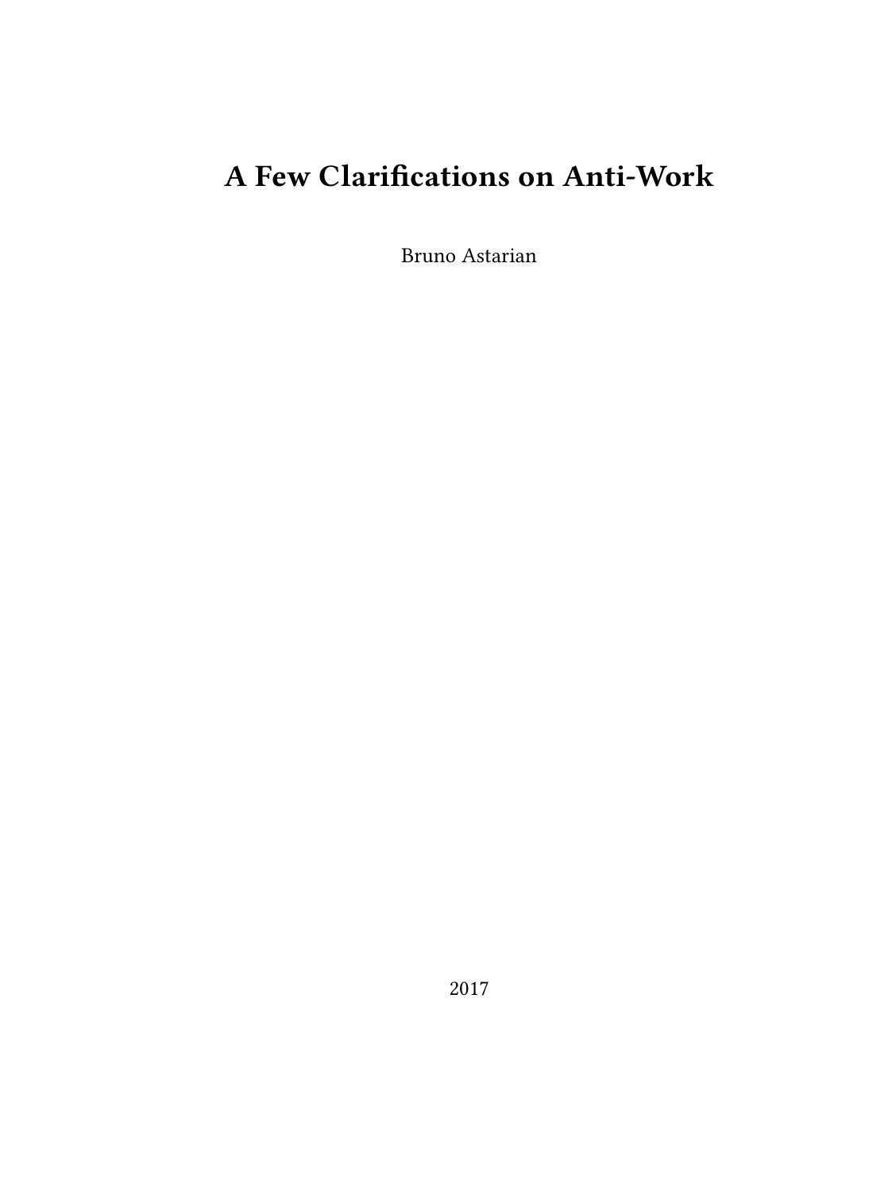# A Few Clarifications on Anti-Work

Bruno Astarian

2017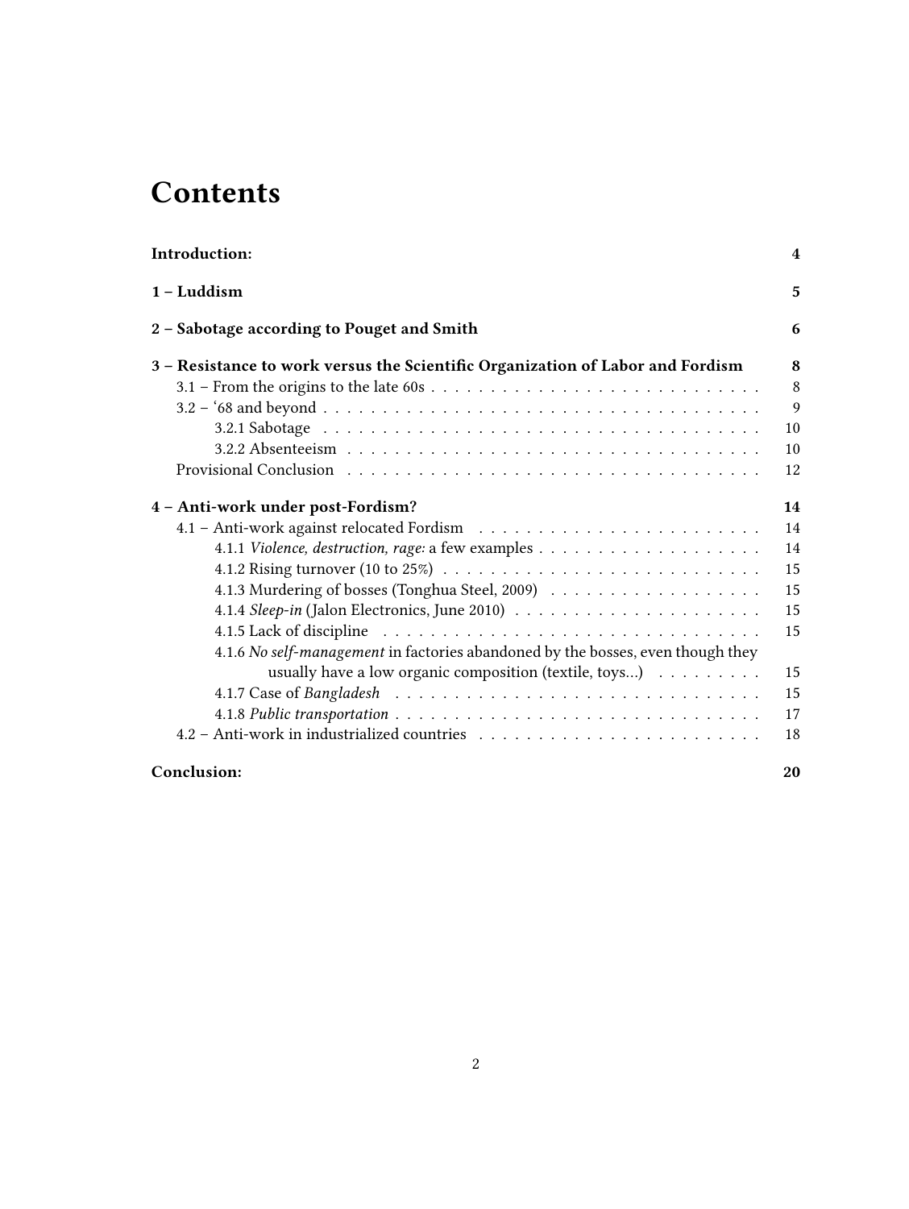# Contents

**Introduction:** 4

**1 – Luddism** 5

**2 – Sabotage according to Pouget and Smith** 6

**3 – Resistance to work versus the Scientific Organization of Labor and Fordism** 8

- 3.1 – From the origins to the late 60s 8
- 3.2 – '68 and beyond 9
  - 3.2.1 Sabotage 10
  - 3.2.2 Absenteeism 10
- Provisional Conclusion 12

**4 – Anti-work under post-Fordism?** 14

- 4.1 – Anti-work against relocated Fordism 14
  - 4.1.1 *Violence, destruction, rage:* a few examples 14
  - 4.1.2 Rising turnover (10 to 25%) 15
  - 4.1.3 Murdering of bosses (Tonghua Steel, 2009) 15
  - 4.1.4 *Sleep-in* (Jalon Electronics, June 2010) 15
  - 4.1.5 Lack of discipline 15
  - 4.1.6 *No self-management* in factories abandoned by the bosses, even though they usually have a low organic composition (textile, toys...) 15
  - 4.1.7 Case of *Bangladesh* 15
  - 4.1.8 *Public transportation* 17
- 4.2 – Anti-work in industrialized countries 18

**Conclusion:** 20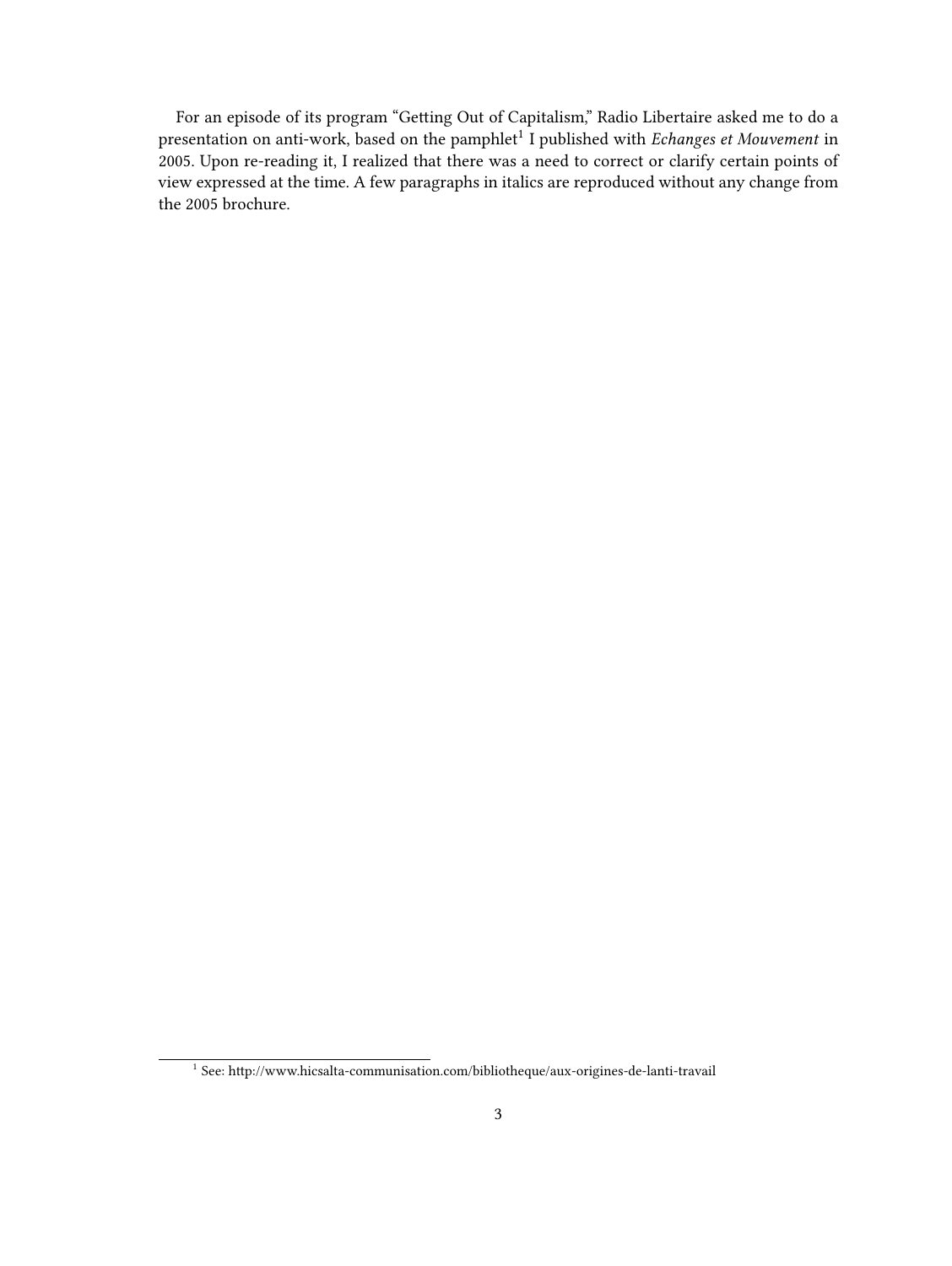For an episode of its program "Getting Out of Capitalism," Radio Libertaire asked me to do a presentation on anti-work, based on the pamphlet[1] I published with *Echanges et Mouvement* in 2005. Upon re-reading it, I realized that there was a need to correct or clarify certain points of view expressed at the time. A few paragraphs in italics are reproduced without any change from the 2005 brochure.

[1] See: http://www.hicsalta-communisation.com/bibliotheque/aux-origines-de-lanti-travail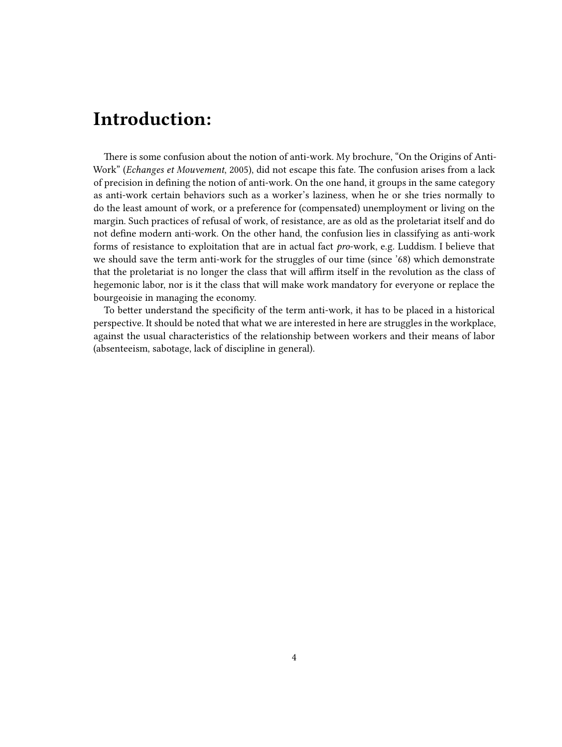# Introduction:

There is some confusion about the notion of anti-work. My brochure, "On the Origins of Anti-Work" (*Echanges et Mouvement*, 2005), did not escape this fate. The confusion arises from a lack of precision in defining the notion of anti-work. On the one hand, it groups in the same category as anti-work certain behaviors such as a worker's laziness, when he or she tries normally to do the least amount of work, or a preference for (compensated) unemployment or living on the margin. Such practices of refusal of work, of resistance, are as old as the proletariat itself and do not define modern anti-work. On the other hand, the confusion lies in classifying as anti-work forms of resistance to exploitation that are in actual fact *pro*-work, e.g. Luddism. I believe that we should save the term anti-work for the struggles of our time (since '68) which demonstrate that the proletariat is no longer the class that will affirm itself in the revolution as the class of hegemonic labor, nor is it the class that will make work mandatory for everyone or replace the bourgeoisie in managing the economy.

To better understand the specificity of the term anti-work, it has to be placed in a historical perspective. It should be noted that what we are interested in here are struggles in the workplace, against the usual characteristics of the relationship between workers and their means of labor (absenteeism, sabotage, lack of discipline in general).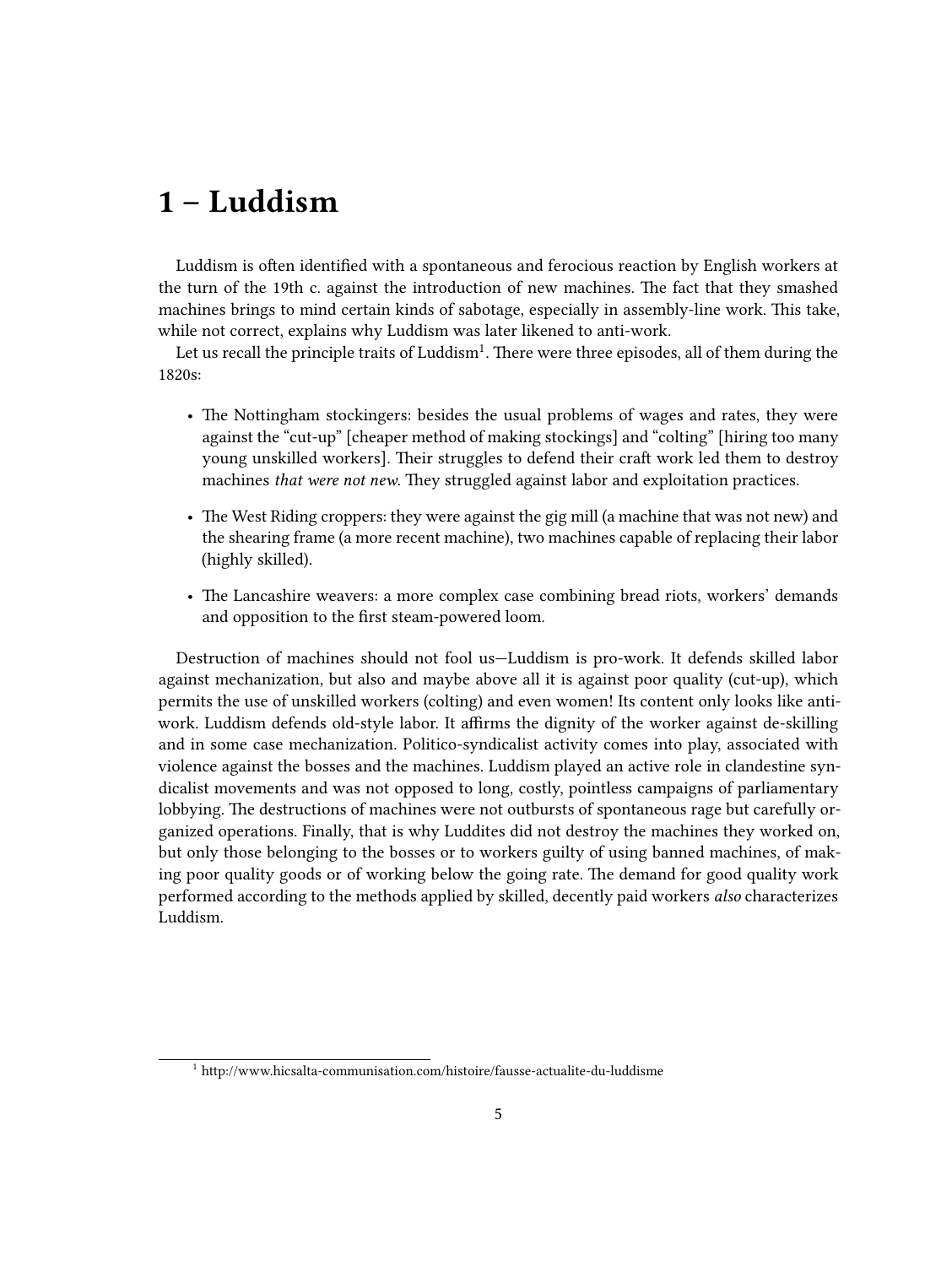# 1 – Luddism

Luddism is often identified with a spontaneous and ferocious reaction by English workers at the turn of the 19th c. against the introduction of new machines. The fact that they smashed machines brings to mind certain kinds of sabotage, especially in assembly-line work. This take, while not correct, explains why Luddism was later likened to anti-work.

Let us recall the principle traits of Luddism[1]. There were three episodes, all of them during the 1820s:

- The Nottingham stockingers: besides the usual problems of wages and rates, they were against the "cut-up" [cheaper method of making stockings] and "colting" [hiring too many young unskilled workers]. Their struggles to defend their craft work led them to destroy machines *that were not new*. They struggled against labor and exploitation practices.
- The West Riding croppers: they were against the gig mill (a machine that was not new) and the shearing frame (a more recent machine), two machines capable of replacing their labor (highly skilled).
- The Lancashire weavers: a more complex case combining bread riots, workers' demands and opposition to the first steam-powered loom.

Destruction of machines should not fool us—Luddism is pro-work. It defends skilled labor against mechanization, but also and maybe above all it is against poor quality (cut-up), which permits the use of unskilled workers (colting) and even women! Its content only looks like anti-work. Luddism defends old-style labor. It affirms the dignity of the worker against de-skilling and in some case mechanization. Politico-syndicalist activity comes into play, associated with violence against the bosses and the machines. Luddism played an active role in clandestine syndicalist movements and was not opposed to long, costly, pointless campaigns of parliamentary lobbying. The destructions of machines were not outbursts of spontaneous rage but carefully organized operations. Finally, that is why Luddites did not destroy the machines they worked on, but only those belonging to the bosses or to workers guilty of using banned machines, of making poor quality goods or of working below the going rate. The demand for good quality work performed according to the methods applied by skilled, decently paid workers *also* characterizes Luddism.

[1] http://www.hicsalta-communisation.com/histoire/fausse-actualite-du-luddisme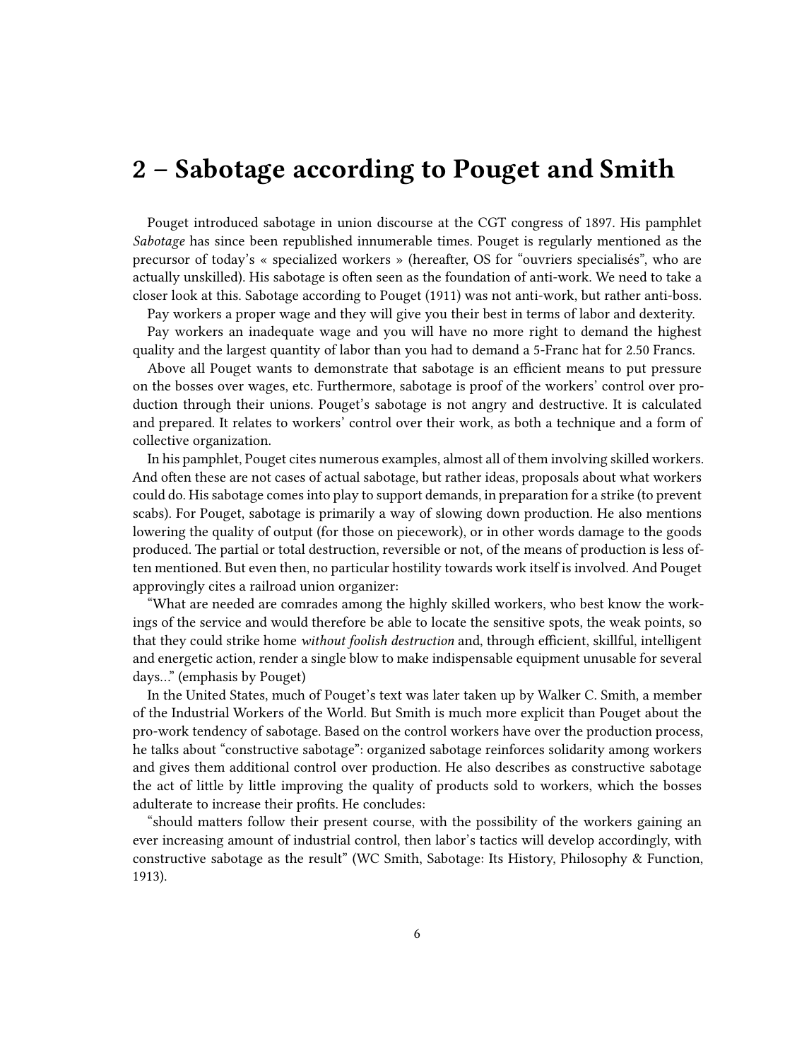# 2 – Sabotage according to Pouget and Smith

Pouget introduced sabotage in union discourse at the CGT congress of 1897. His pamphlet *Sabotage* has since been republished innumerable times. Pouget is regularly mentioned as the precursor of today's « specialized workers » (hereafter, OS for "ouvriers specialisés", who are actually unskilled). His sabotage is often seen as the foundation of anti-work. We need to take a closer look at this. Sabotage according to Pouget (1911) was not anti-work, but rather anti-boss.

Pay workers a proper wage and they will give you their best in terms of labor and dexterity.

Pay workers an inadequate wage and you will have no more right to demand the highest quality and the largest quantity of labor than you had to demand a 5-Franc hat for 2.50 Francs.

Above all Pouget wants to demonstrate that sabotage is an efficient means to put pressure on the bosses over wages, etc. Furthermore, sabotage is proof of the workers' control over production through their unions. Pouget's sabotage is not angry and destructive. It is calculated and prepared. It relates to workers' control over their work, as both a technique and a form of collective organization.

In his pamphlet, Pouget cites numerous examples, almost all of them involving skilled workers. And often these are not cases of actual sabotage, but rather ideas, proposals about what workers could do. His sabotage comes into play to support demands, in preparation for a strike (to prevent scabs). For Pouget, sabotage is primarily a way of slowing down production. He also mentions lowering the quality of output (for those on piecework), or in other words damage to the goods produced. The partial or total destruction, reversible or not, of the means of production is less often mentioned. But even then, no particular hostility towards work itself is involved. And Pouget approvingly cites a railroad union organizer:

"What are needed are comrades among the highly skilled workers, who best know the workings of the service and would therefore be able to locate the sensitive spots, the weak points, so that they could strike home *without foolish destruction* and, through efficient, skillful, intelligent and energetic action, render a single blow to make indispensable equipment unusable for several days…" (emphasis by Pouget)

In the United States, much of Pouget's text was later taken up by Walker C. Smith, a member of the Industrial Workers of the World. But Smith is much more explicit than Pouget about the pro-work tendency of sabotage. Based on the control workers have over the production process, he talks about "constructive sabotage": organized sabotage reinforces solidarity among workers and gives them additional control over production. He also describes as constructive sabotage the act of little by little improving the quality of products sold to workers, which the bosses adulterate to increase their profits. He concludes:

"should matters follow their present course, with the possibility of the workers gaining an ever increasing amount of industrial control, then labor's tactics will develop accordingly, with constructive sabotage as the result" (WC Smith, Sabotage: Its History, Philosophy & Function, 1913).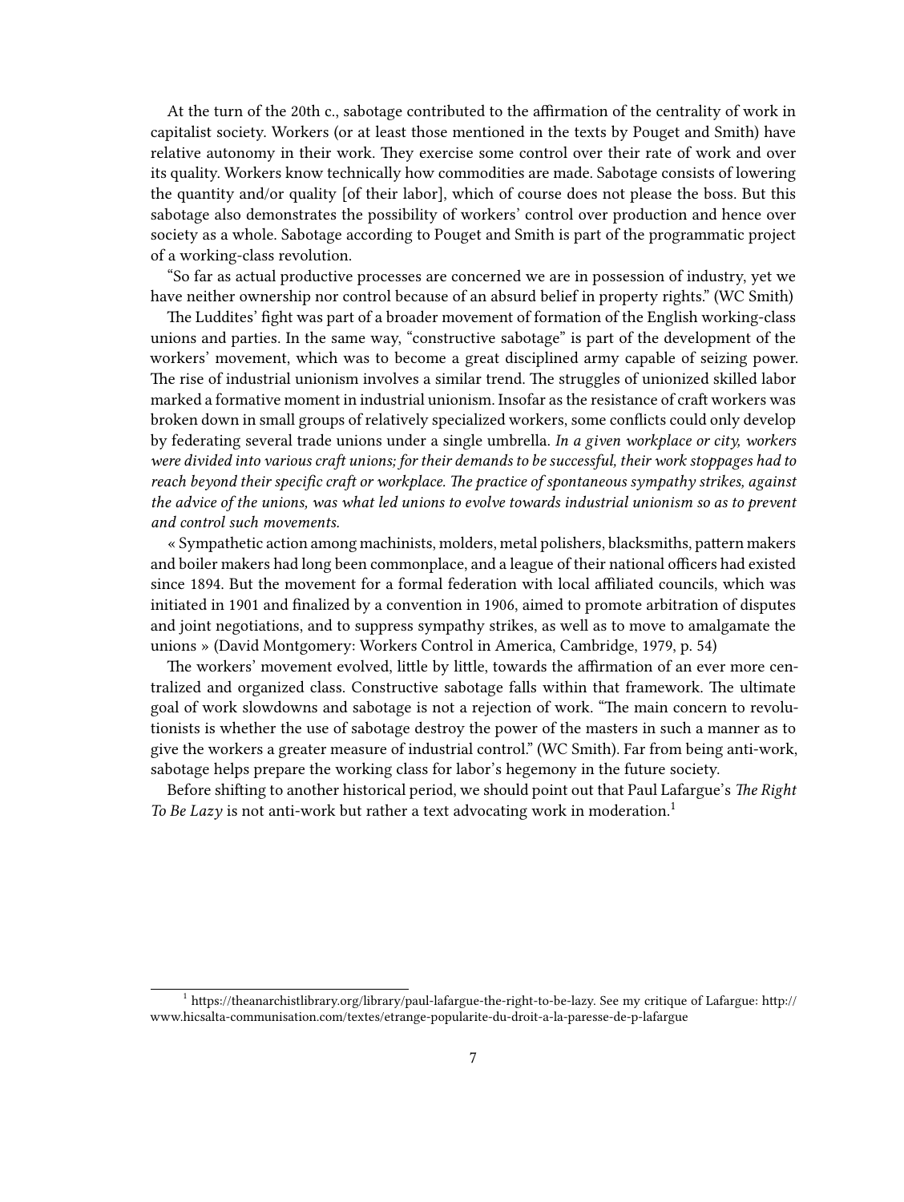At the turn of the 20th c., sabotage contributed to the affirmation of the centrality of work in capitalist society. Workers (or at least those mentioned in the texts by Pouget and Smith) have relative autonomy in their work. They exercise some control over their rate of work and over its quality. Workers know technically how commodities are made. Sabotage consists of lowering the quantity and/or quality [of their labor], which of course does not please the boss. But this sabotage also demonstrates the possibility of workers' control over production and hence over society as a whole. Sabotage according to Pouget and Smith is part of the programmatic project of a working-class revolution.

"So far as actual productive processes are concerned we are in possession of industry, yet we have neither ownership nor control because of an absurd belief in property rights." (WC Smith)

The Luddites' fight was part of a broader movement of formation of the English working-class unions and parties. In the same way, "constructive sabotage" is part of the development of the workers' movement, which was to become a great disciplined army capable of seizing power. The rise of industrial unionism involves a similar trend. The struggles of unionized skilled labor marked a formative moment in industrial unionism. Insofar as the resistance of craft workers was broken down in small groups of relatively specialized workers, some conflicts could only develop by federating several trade unions under a single umbrella. *In a given workplace or city, workers were divided into various craft unions; for their demands to be successful, their work stoppages had to reach beyond their specific craft or workplace. The practice of spontaneous sympathy strikes, against the advice of the unions, was what led unions to evolve towards industrial unionism so as to prevent and control such movements.*

« Sympathetic action among machinists, molders, metal polishers, blacksmiths, pattern makers and boiler makers had long been commonplace, and a league of their national officers had existed since 1894. But the movement for a formal federation with local affiliated councils, which was initiated in 1901 and finalized by a convention in 1906, aimed to promote arbitration of disputes and joint negotiations, and to suppress sympathy strikes, as well as to move to amalgamate the unions » (David Montgomery: Workers Control in America, Cambridge, 1979, p. 54)

The workers' movement evolved, little by little, towards the affirmation of an ever more centralized and organized class. Constructive sabotage falls within that framework. The ultimate goal of work slowdowns and sabotage is not a rejection of work. "The main concern to revolutionists is whether the use of sabotage destroy the power of the masters in such a manner as to give the workers a greater measure of industrial control." (WC Smith). Far from being anti-work, sabotage helps prepare the working class for labor's hegemony in the future society.

Before shifting to another historical period, we should point out that Paul Lafargue's *The Right To Be Lazy* is not anti-work but rather a text advocating work in moderation.[1]

[1] https://theanarchistlibrary.org/library/paul-lafargue-the-right-to-be-lazy. See my critique of Lafargue: http://www.hicsalta-communisation.com/textes/etrange-popularite-du-droit-a-la-paresse-de-p-lafargue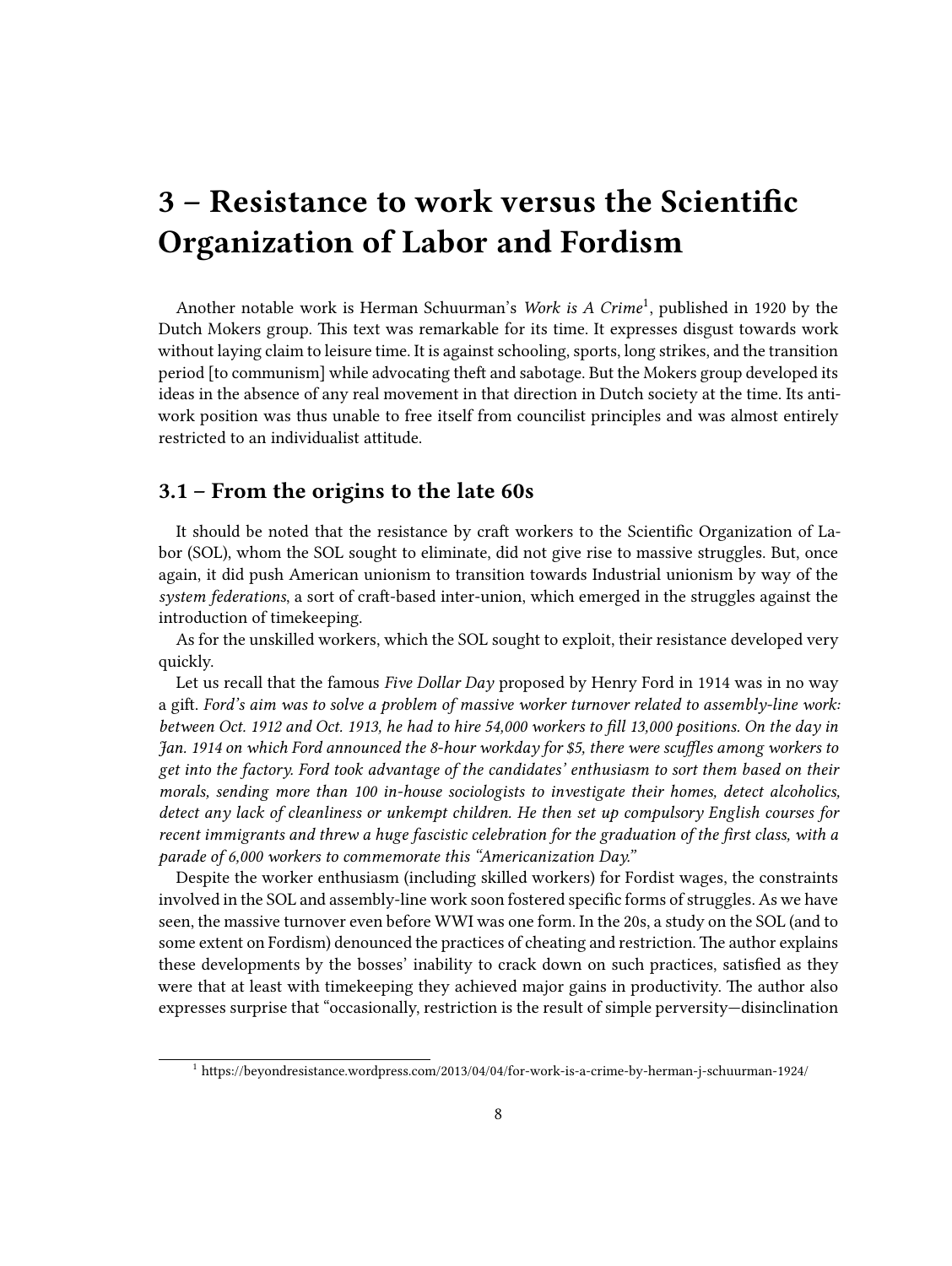# 3 – Resistance to work versus the Scientific Organization of Labor and Fordism

Another notable work is Herman Schuurman's *Work is A Crime*[1], published in 1920 by the Dutch Mokers group. This text was remarkable for its time. It expresses disgust towards work without laying claim to leisure time. It is against schooling, sports, long strikes, and the transition period [to communism] while advocating theft and sabotage. But the Mokers group developed its ideas in the absence of any real movement in that direction in Dutch society at the time. Its anti-work position was thus unable to free itself from councilist principles and was almost entirely restricted to an individualist attitude.

## 3.1 – From the origins to the late 60s

It should be noted that the resistance by craft workers to the Scientific Organization of Labor (SOL), whom the SOL sought to eliminate, did not give rise to massive struggles. But, once again, it did push American unionism to transition towards Industrial unionism by way of the *system federations*, a sort of craft-based inter-union, which emerged in the struggles against the introduction of timekeeping.

As for the unskilled workers, which the SOL sought to exploit, their resistance developed very quickly.

Let us recall that the famous *Five Dollar Day* proposed by Henry Ford in 1914 was in no way a gift. *Ford's aim was to solve a problem of massive worker turnover related to assembly-line work: between Oct. 1912 and Oct. 1913, he had to hire 54,000 workers to fill 13,000 positions. On the day in Jan. 1914 on which Ford announced the 8-hour workday for $5, there were scuffles among workers to get into the factory. Ford took advantage of the candidates' enthusiasm to sort them based on their morals, sending more than 100 in-house sociologists to investigate their homes, detect alcoholics, detect any lack of cleanliness or unkempt children. He then set up compulsory English courses for recent immigrants and threw a huge fascistic celebration for the graduation of the first class, with a parade of 6,000 workers to commemorate this "Americanization Day."*

Despite the worker enthusiasm (including skilled workers) for Fordist wages, the constraints involved in the SOL and assembly-line work soon fostered specific forms of struggles. As we have seen, the massive turnover even before WWI was one form. In the 20s, a study on the SOL (and to some extent on Fordism) denounced the practices of cheating and restriction. The author explains these developments by the bosses' inability to crack down on such practices, satisfied as they were that at least with timekeeping they achieved major gains in productivity. The author also expresses surprise that "occasionally, restriction is the result of simple perversity—disinclination

[1] https://beyondresistance.wordpress.com/2013/04/04/for-work-is-a-crime-by-herman-j-schuurman-1924/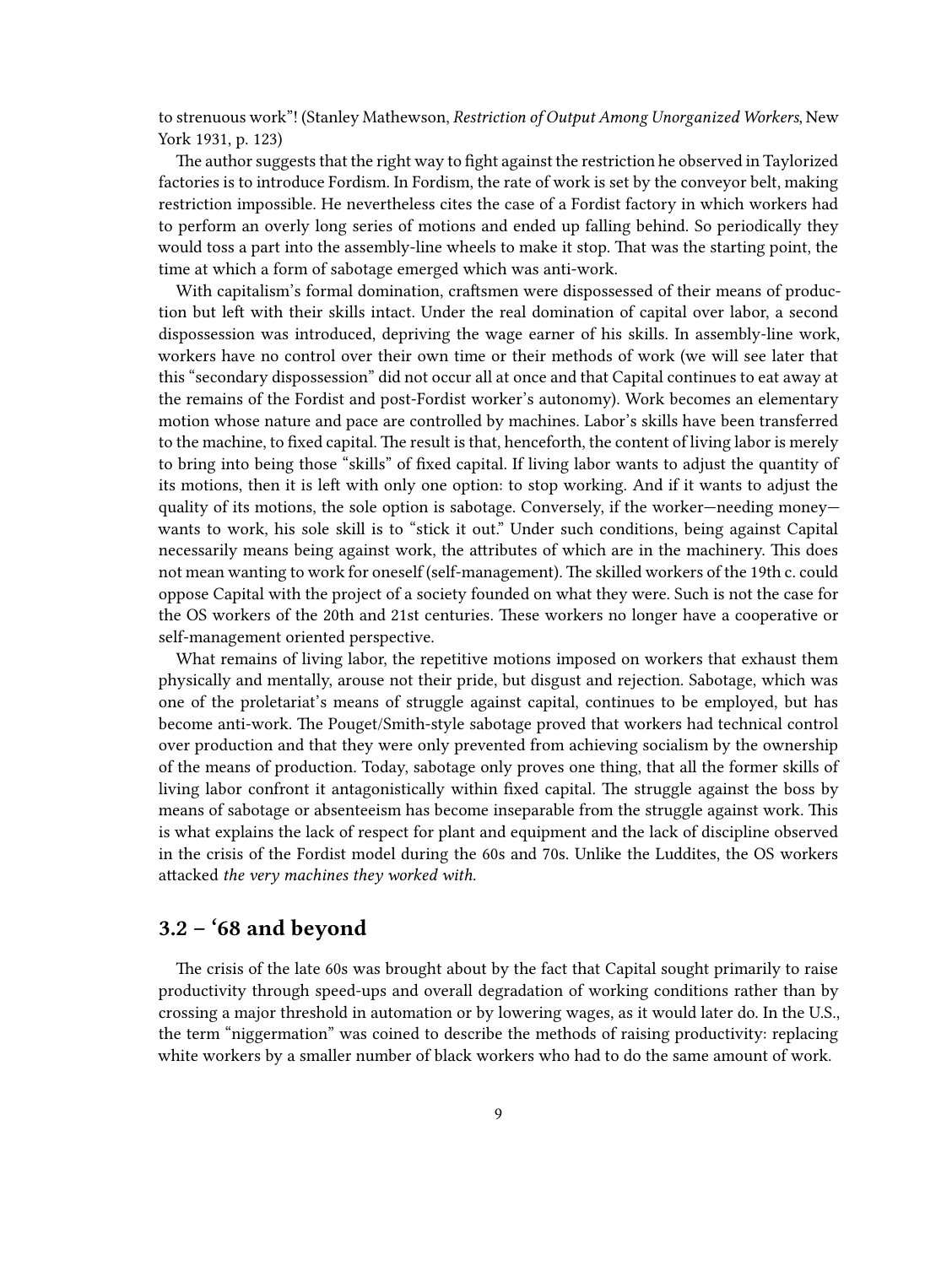to strenuous work"! (Stanley Mathewson, *Restriction of Output Among Unorganized Workers*, New York 1931, p. 123)

The author suggests that the right way to fight against the restriction he observed in Taylorized factories is to introduce Fordism. In Fordism, the rate of work is set by the conveyor belt, making restriction impossible. He nevertheless cites the case of a Fordist factory in which workers had to perform an overly long series of motions and ended up falling behind. So periodically they would toss a part into the assembly-line wheels to make it stop. That was the starting point, the time at which a form of sabotage emerged which was anti-work.

With capitalism's formal domination, craftsmen were dispossessed of their means of production but left with their skills intact. Under the real domination of capital over labor, a second dispossession was introduced, depriving the wage earner of his skills. In assembly-line work, workers have no control over their own time or their methods of work (we will see later that this "secondary dispossession" did not occur all at once and that Capital continues to eat away at the remains of the Fordist and post-Fordist worker's autonomy). Work becomes an elementary motion whose nature and pace are controlled by machines. Labor's skills have been transferred to the machine, to fixed capital. The result is that, henceforth, the content of living labor is merely to bring into being those "skills" of fixed capital. If living labor wants to adjust the quantity of its motions, then it is left with only one option: to stop working. And if it wants to adjust the quality of its motions, the sole option is sabotage. Conversely, if the worker—needing money—wants to work, his sole skill is to "stick it out." Under such conditions, being against Capital necessarily means being against work, the attributes of which are in the machinery. This does not mean wanting to work for oneself (self-management). The skilled workers of the 19th c. could oppose Capital with the project of a society founded on what they were. Such is not the case for the OS workers of the 20th and 21st centuries. These workers no longer have a cooperative or self-management oriented perspective.

What remains of living labor, the repetitive motions imposed on workers that exhaust them physically and mentally, arouse not their pride, but disgust and rejection. Sabotage, which was one of the proletariat's means of struggle against capital, continues to be employed, but has become anti-work. The Pouget/Smith-style sabotage proved that workers had technical control over production and that they were only prevented from achieving socialism by the ownership of the means of production. Today, sabotage only proves one thing, that all the former skills of living labor confront it antagonistically within fixed capital. The struggle against the boss by means of sabotage or absenteeism has become inseparable from the struggle against work. This is what explains the lack of respect for plant and equipment and the lack of discipline observed in the crisis of the Fordist model during the 60s and 70s. Unlike the Luddites, the OS workers attacked *the very machines they worked with*.

### 3.2 – '68 and beyond

The crisis of the late 60s was brought about by the fact that Capital sought primarily to raise productivity through speed-ups and overall degradation of working conditions rather than by crossing a major threshold in automation or by lowering wages, as it would later do. In the U.S., the term "niggermation" was coined to describe the methods of raising productivity: replacing white workers by a smaller number of black workers who had to do the same amount of work.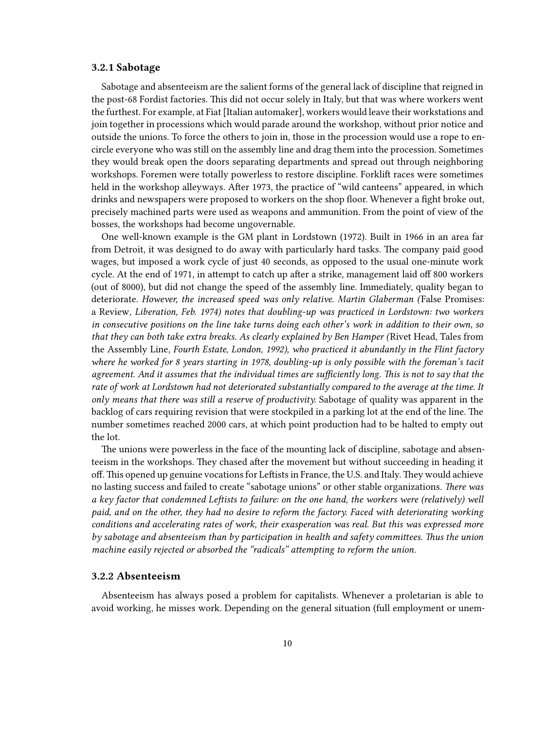### 3.2.1 Sabotage

Sabotage and absenteeism are the salient forms of the general lack of discipline that reigned in the post-68 Fordist factories. This did not occur solely in Italy, but that was where workers went the furthest. For example, at Fiat [Italian automaker], workers would leave their workstations and join together in processions which would parade around the workshop, without prior notice and outside the unions. To force the others to join in, those in the procession would use a rope to encircle everyone who was still on the assembly line and drag them into the procession. Sometimes they would break open the doors separating departments and spread out through neighboring workshops. Foremen were totally powerless to restore discipline. Forklift races were sometimes held in the workshop alleyways. After 1973, the practice of "wild canteens" appeared, in which drinks and newspapers were proposed to workers on the shop floor. Whenever a fight broke out, precisely machined parts were used as weapons and ammunition. From the point of view of the bosses, the workshops had become ungovernable.

One well-known example is the GM plant in Lordstown (1972). Built in 1966 in an area far from Detroit, it was designed to do away with particularly hard tasks. The company paid good wages, but imposed a work cycle of just 40 seconds, as opposed to the usual one-minute work cycle. At the end of 1971, in attempt to catch up after a strike, management laid off 800 workers (out of 8000), but did not change the speed of the assembly line. Immediately, quality began to deteriorate. *However, the increased speed was only relative. Martin Glaberman (*False Promises: a Review*, Liberation, Feb. 1974) notes that doubling-up was practiced in Lordstown: two workers in consecutive positions on the line take turns doing each other's work in addition to their own, so that they can both take extra breaks. As clearly explained by Ben Hamper (*Rivet Head, Tales from the Assembly Line*, Fourth Estate, London, 1992), who practiced it abundantly in the Flint factory where he worked for 8 years starting in 1978, doubling-up is only possible with the foreman's tacit agreement. And it assumes that the individual times are sufficiently long. This is not to say that the rate of work at Lordstown had not deteriorated substantially compared to the average at the time. It only means that there was still a reserve of productivity.* Sabotage of quality was apparent in the backlog of cars requiring revision that were stockpiled in a parking lot at the end of the line. The number sometimes reached 2000 cars, at which point production had to be halted to empty out the lot.

The unions were powerless in the face of the mounting lack of discipline, sabotage and absenteeism in the workshops. They chased after the movement but without succeeding in heading it off. This opened up genuine vocations for Leftists in France, the U.S. and Italy. They would achieve no lasting success and failed to create "sabotage unions" or other stable organizations. *There was a key factor that condemned Leftists to failure: on the one hand, the workers were (relatively) well paid, and on the other, they had no desire to reform the factory. Faced with deteriorating working conditions and accelerating rates of work, their exasperation was real. But this was expressed more by sabotage and absenteeism than by participation in health and safety committees. Thus the union machine easily rejected or absorbed the "radicals" attempting to reform the union.*

### 3.2.2 Absenteeism

Absenteeism has always posed a problem for capitalists. Whenever a proletarian is able to avoid working, he misses work. Depending on the general situation (full employment or unem-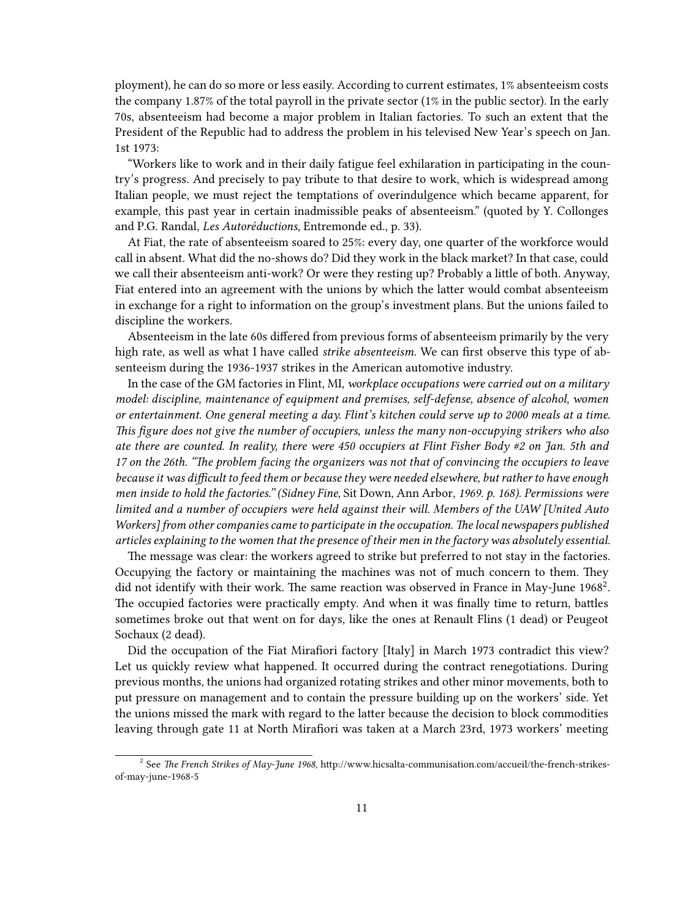ployment), he can do so more or less easily. According to current estimates, 1% absenteeism costs the company 1.87% of the total payroll in the private sector (1% in the public sector). In the early 70s, absenteeism had become a major problem in Italian factories. To such an extent that the President of the Republic had to address the problem in his televised New Year's speech on Jan. 1st 1973:

"Workers like to work and in their daily fatigue feel exhilaration in participating in the country's progress. And precisely to pay tribute to that desire to work, which is widespread among Italian people, we must reject the temptations of overindulgence which became apparent, for example, this past year in certain inadmissible peaks of absenteeism." (quoted by Y. Collonges and P.G. Randal, *Les Autoréductions*, Entremonde ed., p. 33).

At Fiat, the rate of absenteeism soared to 25%: every day, one quarter of the workforce would call in absent. What did the no-shows do? Did they work in the black market? In that case, could we call their absenteeism anti-work? Or were they resting up? Probably a little of both. Anyway, Fiat entered into an agreement with the unions by which the latter would combat absenteeism in exchange for a right to information on the group's investment plans. But the unions failed to discipline the workers.

Absenteeism in the late 60s differed from previous forms of absenteeism primarily by the very high rate, as well as what I have called *strike absenteeism.* We can first observe this type of absenteeism during the 1936-1937 strikes in the American automotive industry.

In the case of the GM factories in Flint, MI, *workplace occupations were carried out on a military model: discipline, maintenance of equipment and premises, self-defense, absence of alcohol, women or entertainment. One general meeting a day. Flint's kitchen could serve up to 2000 meals at a time. This figure does not give the number of occupiers, unless the many non-occupying strikers who also ate there are counted. In reality, there were 450 occupiers at Flint Fisher Body #2 on Jan. 5th and 17 on the 26th. "The problem facing the organizers was not that of convincing the occupiers to leave because it was difficult to feed them or because they were needed elsewhere, but rather to have enough men inside to hold the factories." (Sidney Fine,* Sit Down, Ann Arbor*, 1969. p. 168). Permissions were limited and a number of occupiers were held against their will. Members of the UAW [United Auto Workers] from other companies came to participate in the occupation. The local newspapers published articles explaining to the women that the presence of their men in the factory was absolutely essential.*

The message was clear: the workers agreed to strike but preferred to not stay in the factories. Occupying the factory or maintaining the machines was not of much concern to them. They did not identify with their work. The same reaction was observed in France in May-June 1968[2]. The occupied factories were practically empty. And when it was finally time to return, battles sometimes broke out that went on for days, like the ones at Renault Flins (1 dead) or Peugeot Sochaux (2 dead).

Did the occupation of the Fiat Mirafiori factory [Italy] in March 1973 contradict this view? Let us quickly review what happened. It occurred during the contract renegotiations. During previous months, the unions had organized rotating strikes and other minor movements, both to put pressure on management and to contain the pressure building up on the workers' side. Yet the unions missed the mark with regard to the latter because the decision to block commodities leaving through gate 11 at North Mirafiori was taken at a March 23rd, 1973 workers' meeting

---

[2] See *The French Strikes of May-June 1968*, http://www.hicsalta-communisation.com/accueil/the-french-strikes-of-may-june-1968-5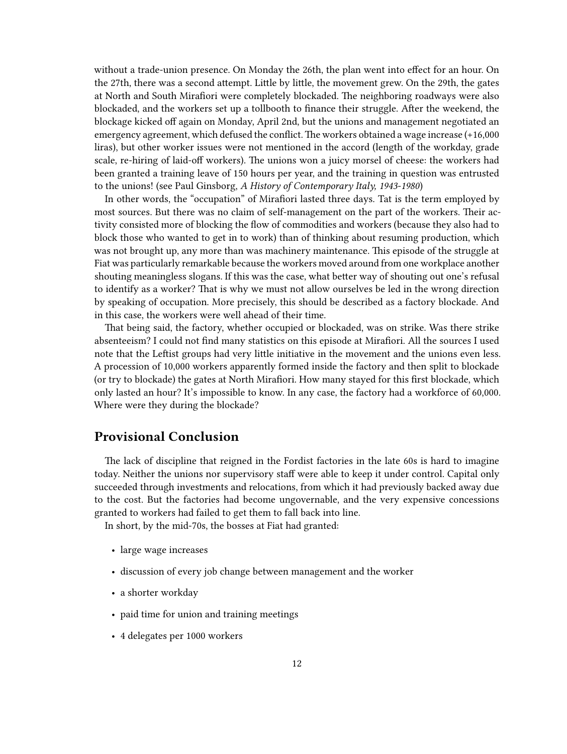without a trade-union presence. On Monday the 26th, the plan went into effect for an hour. On the 27th, there was a second attempt. Little by little, the movement grew. On the 29th, the gates at North and South Mirafiori were completely blockaded. The neighboring roadways were also blockaded, and the workers set up a tollbooth to finance their struggle. After the weekend, the blockage kicked off again on Monday, April 2nd, but the unions and management negotiated an emergency agreement, which defused the conflict. The workers obtained a wage increase (+16,000 liras), but other worker issues were not mentioned in the accord (length of the workday, grade scale, re-hiring of laid-off workers). The unions won a juicy morsel of cheese: the workers had been granted a training leave of 150 hours per year, and the training in question was entrusted to the unions! (see Paul Ginsborg, *A History of Contemporary Italy, 1943-1980*)

In other words, the "occupation" of Mirafiori lasted three days. Tat is the term employed by most sources. But there was no claim of self-management on the part of the workers. Their activity consisted more of blocking the flow of commodities and workers (because they also had to block those who wanted to get in to work) than of thinking about resuming production, which was not brought up, any more than was machinery maintenance. This episode of the struggle at Fiat was particularly remarkable because the workers moved around from one workplace another shouting meaningless slogans. If this was the case, what better way of shouting out one's refusal to identify as a worker? That is why we must not allow ourselves be led in the wrong direction by speaking of occupation. More precisely, this should be described as a factory blockade. And in this case, the workers were well ahead of their time.

That being said, the factory, whether occupied or blockaded, was on strike. Was there strike absenteeism? I could not find many statistics on this episode at Mirafiori. All the sources I used note that the Leftist groups had very little initiative in the movement and the unions even less. A procession of 10,000 workers apparently formed inside the factory and then split to blockade (or try to blockade) the gates at North Mirafiori. How many stayed for this first blockade, which only lasted an hour? It's impossible to know. In any case, the factory had a workforce of 60,000. Where were they during the blockade?

## Provisional Conclusion

The lack of discipline that reigned in the Fordist factories in the late 60s is hard to imagine today. Neither the unions nor supervisory staff were able to keep it under control. Capital only succeeded through investments and relocations, from which it had previously backed away due to the cost. But the factories had become ungovernable, and the very expensive concessions granted to workers had failed to get them to fall back into line.

In short, by the mid-70s, the bosses at Fiat had granted:

- large wage increases
- discussion of every job change between management and the worker
- a shorter workday
- paid time for union and training meetings
- 4 delegates per 1000 workers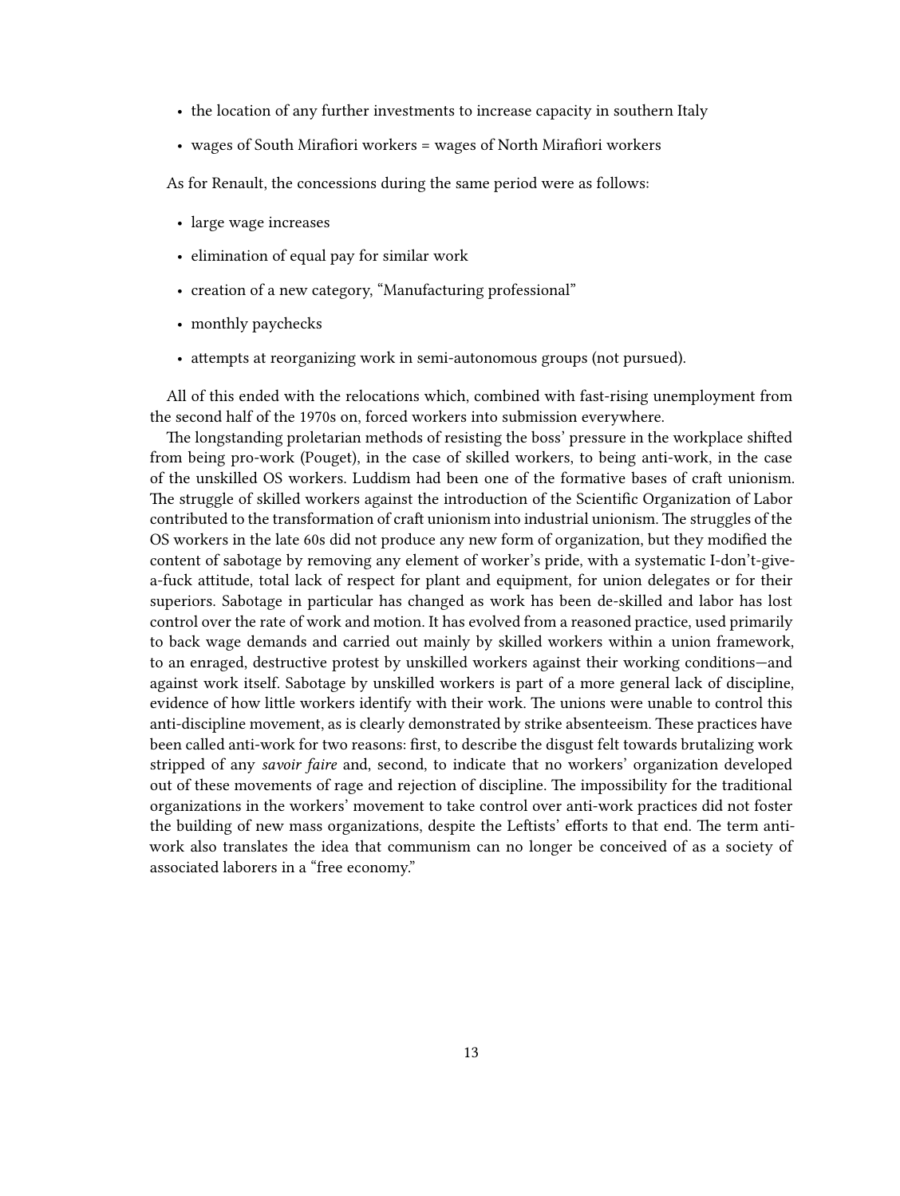- the location of any further investments to increase capacity in southern Italy
- wages of South Mirafiori workers = wages of North Mirafiori workers

As for Renault, the concessions during the same period were as follows:

- large wage increases
- elimination of equal pay for similar work
- creation of a new category, “Manufacturing professional”
- monthly paychecks
- attempts at reorganizing work in semi-autonomous groups (not pursued).

All of this ended with the relocations which, combined with fast-rising unemployment from the second half of the 1970s on, forced workers into submission everywhere.

The longstanding proletarian methods of resisting the boss’ pressure in the workplace shifted from being pro-work (Pouget), in the case of skilled workers, to being anti-work, in the case of the unskilled OS workers. Luddism had been one of the formative bases of craft unionism. The struggle of skilled workers against the introduction of the Scientific Organization of Labor contributed to the transformation of craft unionism into industrial unionism. The struggles of the OS workers in the late 60s did not produce any new form of organization, but they modified the content of sabotage by removing any element of worker’s pride, with a systematic I-don’t-give-a-fuck attitude, total lack of respect for plant and equipment, for union delegates or for their superiors. Sabotage in particular has changed as work has been de-skilled and labor has lost control over the rate of work and motion. It has evolved from a reasoned practice, used primarily to back wage demands and carried out mainly by skilled workers within a union framework, to an enraged, destructive protest by unskilled workers against their working conditions—and against work itself. Sabotage by unskilled workers is part of a more general lack of discipline, evidence of how little workers identify with their work. The unions were unable to control this anti-discipline movement, as is clearly demonstrated by strike absenteeism. These practices have been called anti-work for two reasons: first, to describe the disgust felt towards brutalizing work stripped of any *savoir faire* and, second, to indicate that no workers’ organization developed out of these movements of rage and rejection of discipline. The impossibility for the traditional organizations in the workers’ movement to take control over anti-work practices did not foster the building of new mass organizations, despite the Leftists’ efforts to that end. The term anti-work also translates the idea that communism can no longer be conceived of as a society of associated laborers in a “free economy.”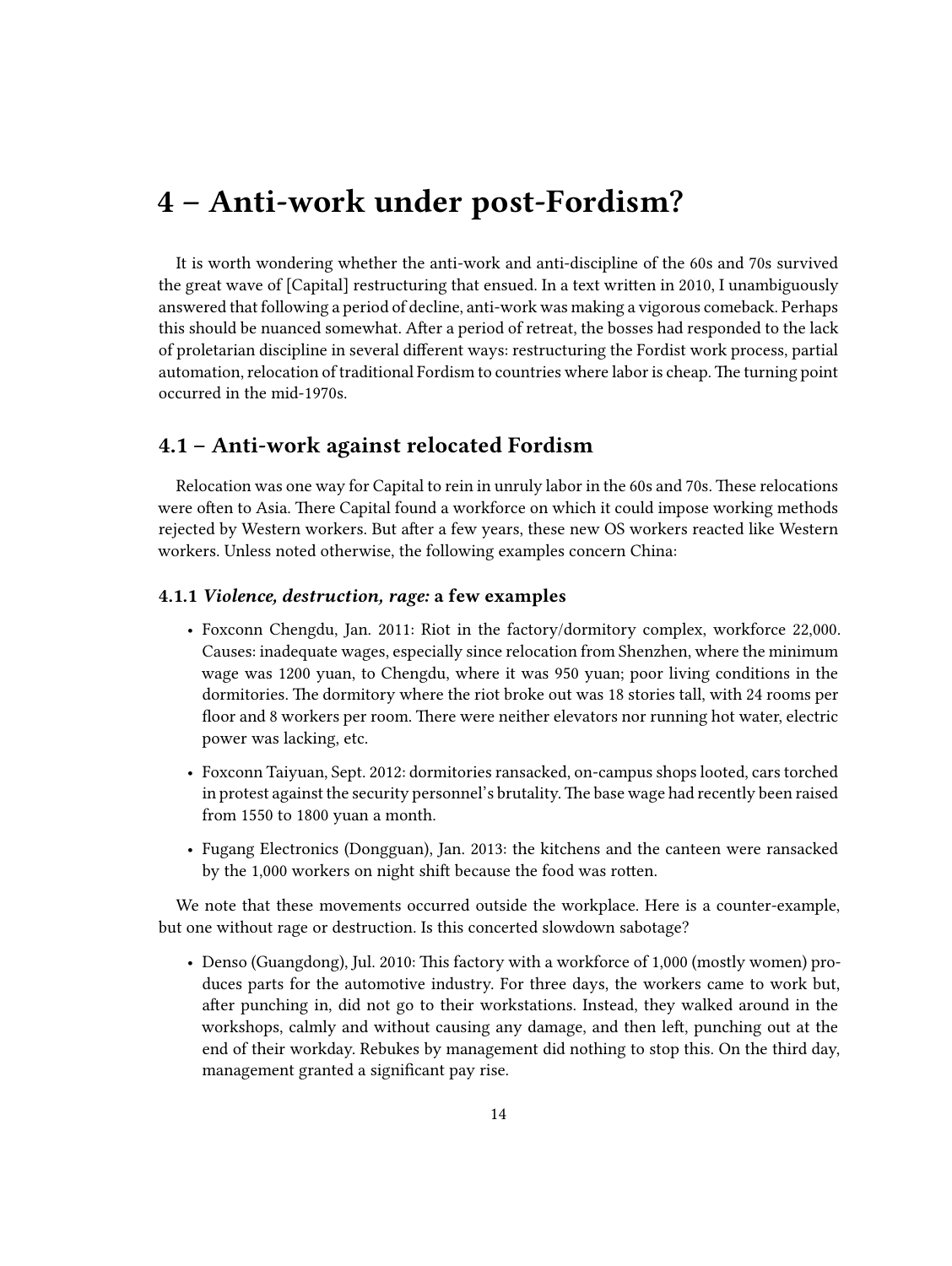# 4 – Anti-work under post-Fordism?

It is worth wondering whether the anti-work and anti-discipline of the 60s and 70s survived the great wave of [Capital] restructuring that ensued. In a text written in 2010, I unambiguously answered that following a period of decline, anti-work was making a vigorous comeback. Perhaps this should be nuanced somewhat. After a period of retreat, the bosses had responded to the lack of proletarian discipline in several different ways: restructuring the Fordist work process, partial automation, relocation of traditional Fordism to countries where labor is cheap. The turning point occurred in the mid-1970s.

## 4.1 – Anti-work against relocated Fordism

Relocation was one way for Capital to rein in unruly labor in the 60s and 70s. These relocations were often to Asia. There Capital found a workforce on which it could impose working methods rejected by Western workers. But after a few years, these new OS workers reacted like Western workers. Unless noted otherwise, the following examples concern China:

### 4.1.1 *Violence, destruction, rage:* a few examples

- Foxconn Chengdu, Jan. 2011: Riot in the factory/dormitory complex, workforce 22,000. Causes: inadequate wages, especially since relocation from Shenzhen, where the minimum wage was 1200 yuan, to Chengdu, where it was 950 yuan; poor living conditions in the dormitories. The dormitory where the riot broke out was 18 stories tall, with 24 rooms per floor and 8 workers per room. There were neither elevators nor running hot water, electric power was lacking, etc.
- Foxconn Taiyuan, Sept. 2012: dormitories ransacked, on-campus shops looted, cars torched in protest against the security personnel's brutality. The base wage had recently been raised from 1550 to 1800 yuan a month.
- Fugang Electronics (Dongguan), Jan. 2013: the kitchens and the canteen were ransacked by the 1,000 workers on night shift because the food was rotten.

We note that these movements occurred outside the workplace. Here is a counter-example, but one without rage or destruction. Is this concerted slowdown sabotage?

- Denso (Guangdong), Jul. 2010: This factory with a workforce of 1,000 (mostly women) produces parts for the automotive industry. For three days, the workers came to work but, after punching in, did not go to their workstations. Instead, they walked around in the workshops, calmly and without causing any damage, and then left, punching out at the end of their workday. Rebukes by management did nothing to stop this. On the third day, management granted a significant pay rise.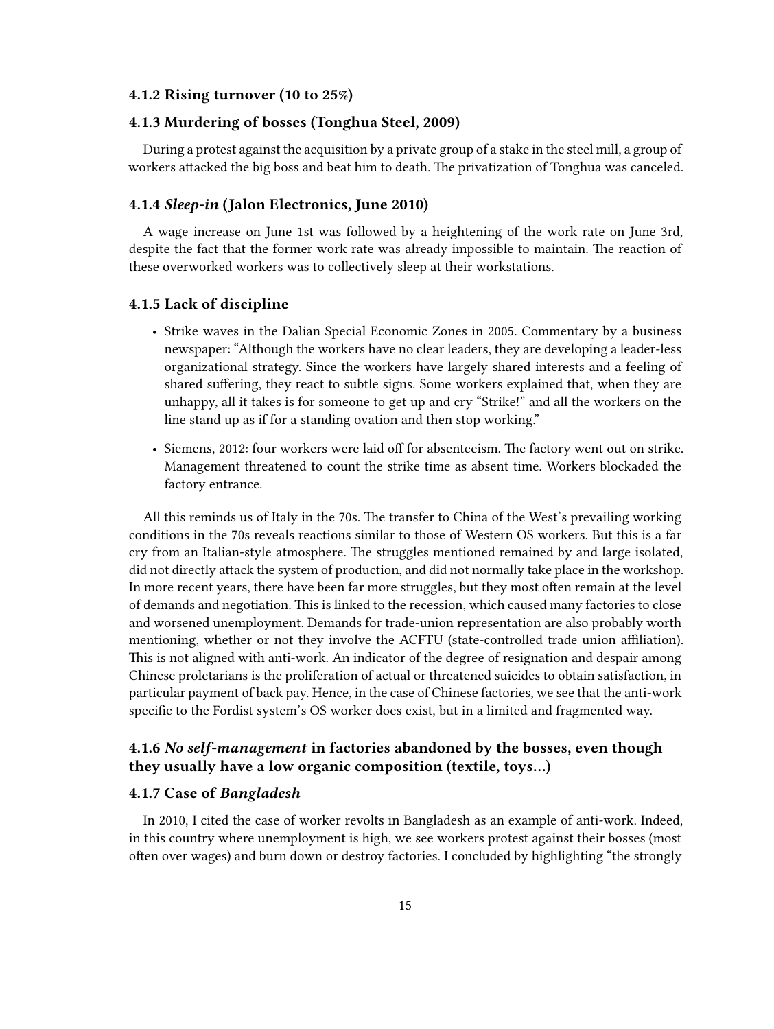### 4.1.2 Rising turnover (10 to 25%)

### 4.1.3 Murdering of bosses (Tonghua Steel, 2009)

During a protest against the acquisition by a private group of a stake in the steel mill, a group of workers attacked the big boss and beat him to death. The privatization of Tonghua was canceled.

### 4.1.4 *Sleep-in* (Jalon Electronics, June 2010)

A wage increase on June 1st was followed by a heightening of the work rate on June 3rd, despite the fact that the former work rate was already impossible to maintain. The reaction of these overworked workers was to collectively sleep at their workstations.

### 4.1.5 Lack of discipline

- Strike waves in the Dalian Special Economic Zones in 2005. Commentary by a business newspaper: "Although the workers have no clear leaders, they are developing a leader-less organizational strategy. Since the workers have largely shared interests and a feeling of shared suffering, they react to subtle signs. Some workers explained that, when they are unhappy, all it takes is for someone to get up and cry "Strike!" and all the workers on the line stand up as if for a standing ovation and then stop working."
- Siemens, 2012: four workers were laid off for absenteeism. The factory went out on strike. Management threatened to count the strike time as absent time. Workers blockaded the factory entrance.

All this reminds us of Italy in the 70s. The transfer to China of the West's prevailing working conditions in the 70s reveals reactions similar to those of Western OS workers. But this is a far cry from an Italian-style atmosphere. The struggles mentioned remained by and large isolated, did not directly attack the system of production, and did not normally take place in the workshop. In more recent years, there have been far more struggles, but they most often remain at the level of demands and negotiation. This is linked to the recession, which caused many factories to close and worsened unemployment. Demands for trade-union representation are also probably worth mentioning, whether or not they involve the ACFTU (state-controlled trade union affiliation). This is not aligned with anti-work. An indicator of the degree of resignation and despair among Chinese proletarians is the proliferation of actual or threatened suicides to obtain satisfaction, in particular payment of back pay. Hence, in the case of Chinese factories, we see that the anti-work specific to the Fordist system's OS worker does exist, but in a limited and fragmented way.

### 4.1.6 *No self-management* in factories abandoned by the bosses, even though they usually have a low organic composition (textile, toys...)

### 4.1.7 Case of *Bangladesh*

In 2010, I cited the case of worker revolts in Bangladesh as an example of anti-work. Indeed, in this country where unemployment is high, we see workers protest against their bosses (most often over wages) and burn down or destroy factories. I concluded by highlighting "the strongly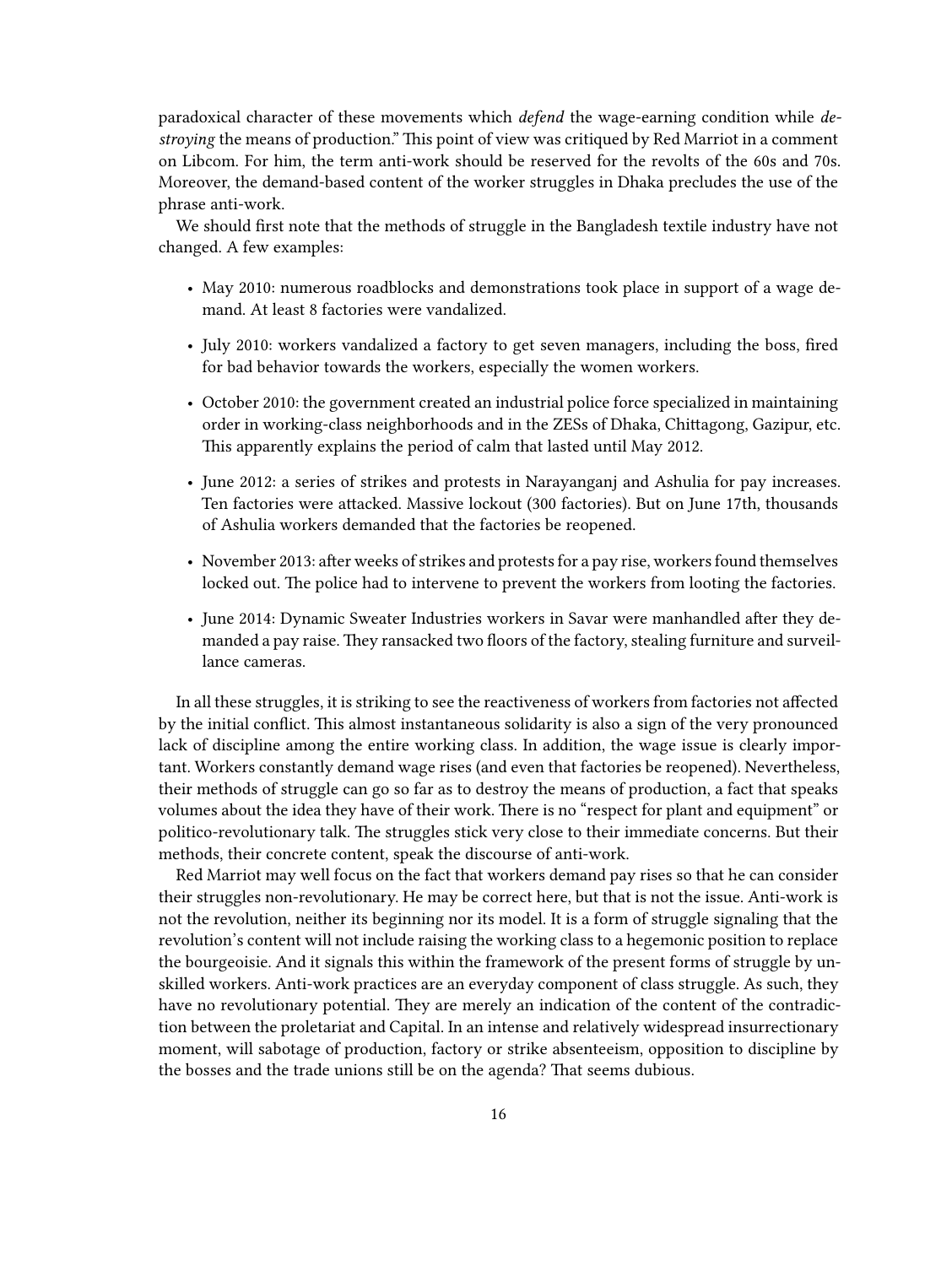paradoxical character of these movements which *defend* the wage-earning condition while *destroying* the means of production." This point of view was critiqued by Red Marriot in a comment on Libcom. For him, the term anti-work should be reserved for the revolts of the 60s and 70s. Moreover, the demand-based content of the worker struggles in Dhaka precludes the use of the phrase anti-work.

We should first note that the methods of struggle in the Bangladesh textile industry have not changed. A few examples:

- May 2010: numerous roadblocks and demonstrations took place in support of a wage demand. At least 8 factories were vandalized.
- July 2010: workers vandalized a factory to get seven managers, including the boss, fired for bad behavior towards the workers, especially the women workers.
- October 2010: the government created an industrial police force specialized in maintaining order in working-class neighborhoods and in the ZESs of Dhaka, Chittagong, Gazipur, etc. This apparently explains the period of calm that lasted until May 2012.
- June 2012: a series of strikes and protests in Narayanganj and Ashulia for pay increases. Ten factories were attacked. Massive lockout (300 factories). But on June 17th, thousands of Ashulia workers demanded that the factories be reopened.
- November 2013: after weeks of strikes and protests for a pay rise, workers found themselves locked out. The police had to intervene to prevent the workers from looting the factories.
- June 2014: Dynamic Sweater Industries workers in Savar were manhandled after they demanded a pay raise. They ransacked two floors of the factory, stealing furniture and surveillance cameras.

In all these struggles, it is striking to see the reactiveness of workers from factories not affected by the initial conflict. This almost instantaneous solidarity is also a sign of the very pronounced lack of discipline among the entire working class. In addition, the wage issue is clearly important. Workers constantly demand wage rises (and even that factories be reopened). Nevertheless, their methods of struggle can go so far as to destroy the means of production, a fact that speaks volumes about the idea they have of their work. There is no "respect for plant and equipment" or politico-revolutionary talk. The struggles stick very close to their immediate concerns. But their methods, their concrete content, speak the discourse of anti-work.

Red Marriot may well focus on the fact that workers demand pay rises so that he can consider their struggles non-revolutionary. He may be correct here, but that is not the issue. Anti-work is not the revolution, neither its beginning nor its model. It is a form of struggle signaling that the revolution's content will not include raising the working class to a hegemonic position to replace the bourgeoisie. And it signals this within the framework of the present forms of struggle by unskilled workers. Anti-work practices are an everyday component of class struggle. As such, they have no revolutionary potential. They are merely an indication of the content of the contradiction between the proletariat and Capital. In an intense and relatively widespread insurrectionary moment, will sabotage of production, factory or strike absenteeism, opposition to discipline by the bosses and the trade unions still be on the agenda? That seems dubious.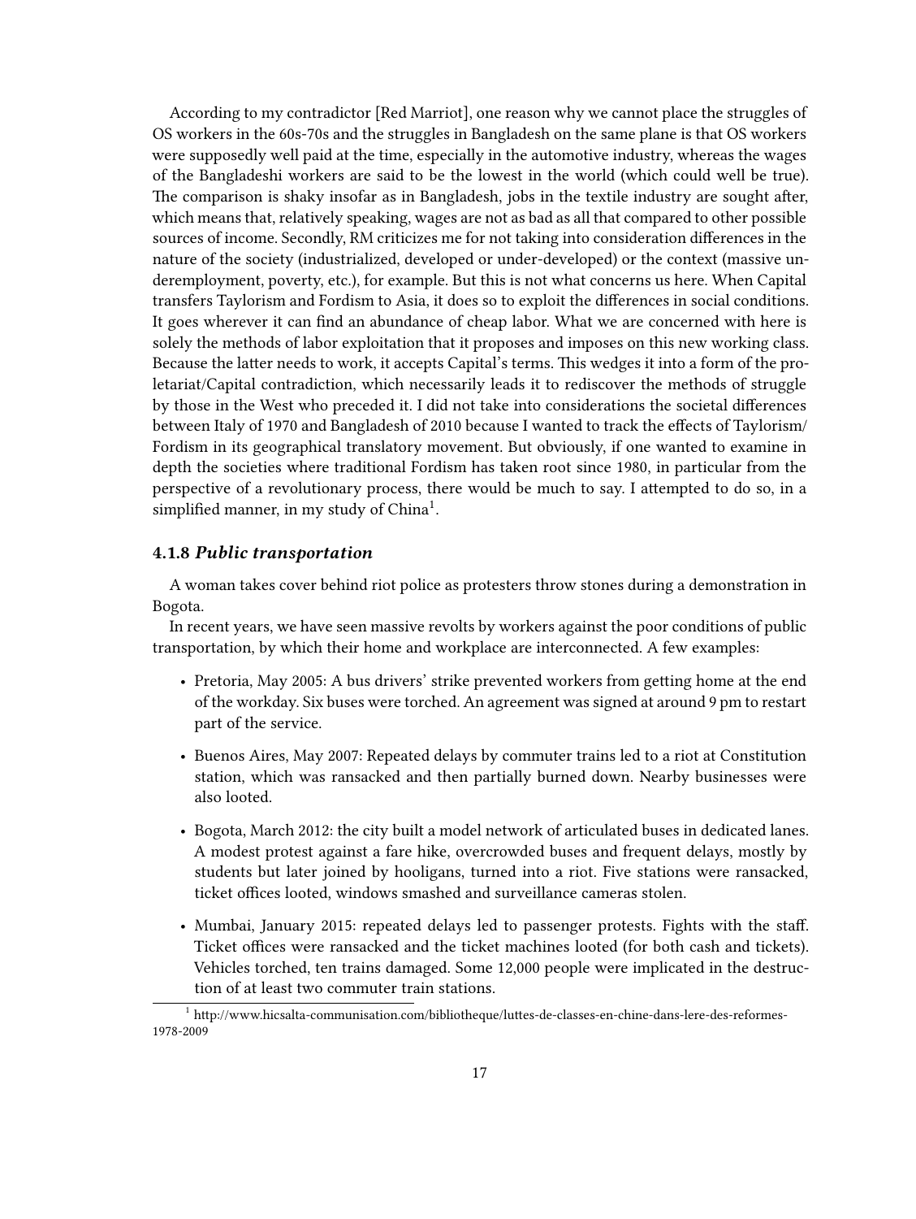According to my contradictor [Red Marriot], one reason why we cannot place the struggles of OS workers in the 60s-70s and the struggles in Bangladesh on the same plane is that OS workers were supposedly well paid at the time, especially in the automotive industry, whereas the wages of the Bangladeshi workers are said to be the lowest in the world (which could well be true). The comparison is shaky insofar as in Bangladesh, jobs in the textile industry are sought after, which means that, relatively speaking, wages are not as bad as all that compared to other possible sources of income. Secondly, RM criticizes me for not taking into consideration differences in the nature of the society (industrialized, developed or under-developed) or the context (massive underemployment, poverty, etc.), for example. But this is not what concerns us here. When Capital transfers Taylorism and Fordism to Asia, it does so to exploit the differences in social conditions. It goes wherever it can find an abundance of cheap labor. What we are concerned with here is solely the methods of labor exploitation that it proposes and imposes on this new working class. Because the latter needs to work, it accepts Capital's terms. This wedges it into a form of the proletariat/Capital contradiction, which necessarily leads it to rediscover the methods of struggle by those in the West who preceded it. I did not take into considerations the societal differences between Italy of 1970 and Bangladesh of 2010 because I wanted to track the effects of Taylorism/Fordism in its geographical translatory movement. But obviously, if one wanted to examine in depth the societies where traditional Fordism has taken root since 1980, in particular from the perspective of a revolutionary process, there would be much to say. I attempted to do so, in a simplified manner, in my study of China[1].

### 4.1.8 *Public transportation*

A woman takes cover behind riot police as protesters throw stones during a demonstration in Bogota.

In recent years, we have seen massive revolts by workers against the poor conditions of public transportation, by which their home and workplace are interconnected. A few examples:

- Pretoria, May 2005: A bus drivers' strike prevented workers from getting home at the end of the workday. Six buses were torched. An agreement was signed at around 9 pm to restart part of the service.
- Buenos Aires, May 2007: Repeated delays by commuter trains led to a riot at Constitution station, which was ransacked and then partially burned down. Nearby businesses were also looted.
- Bogota, March 2012: the city built a model network of articulated buses in dedicated lanes. A modest protest against a fare hike, overcrowded buses and frequent delays, mostly by students but later joined by hooligans, turned into a riot. Five stations were ransacked, ticket offices looted, windows smashed and surveillance cameras stolen.
- Mumbai, January 2015: repeated delays led to passenger protests. Fights with the staff. Ticket offices were ransacked and the ticket machines looted (for both cash and tickets). Vehicles torched, ten trains damaged. Some 12,000 people were implicated in the destruction of at least two commuter train stations.

[1] http://www.hicsalta-communisation.com/bibliotheque/luttes-de-classes-en-chine-dans-lere-des-reformes-1978-2009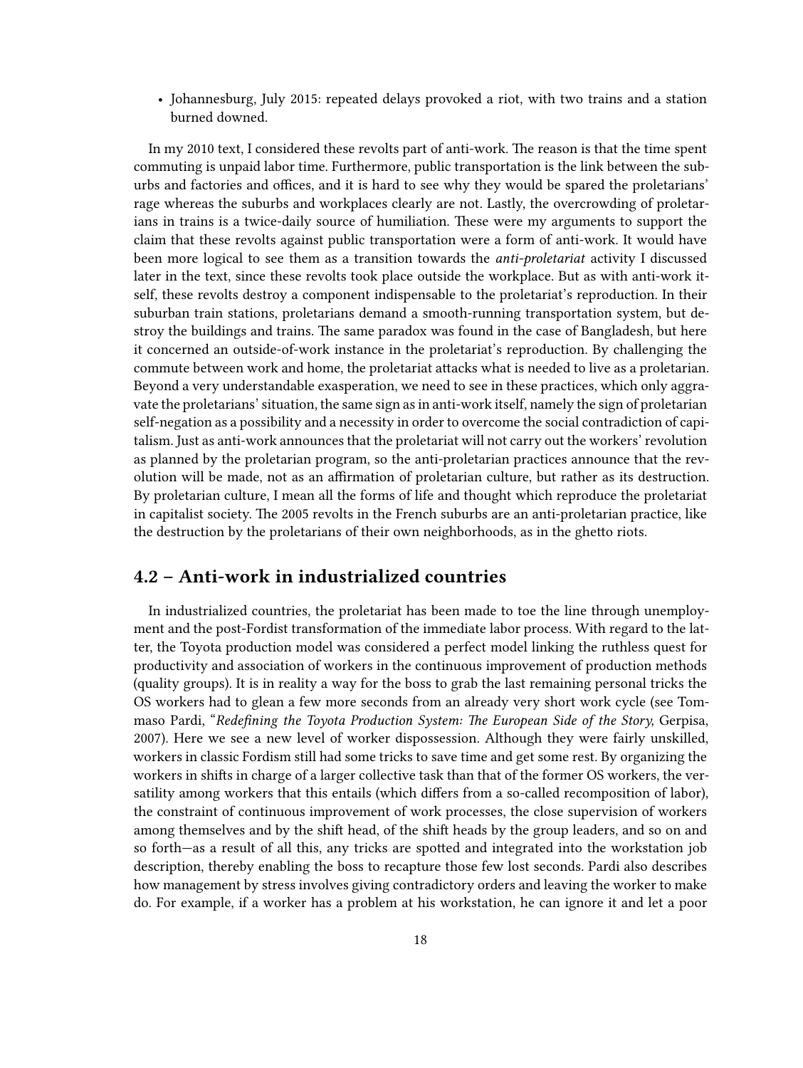- Johannesburg, July 2015: repeated delays provoked a riot, with two trains and a station burned downed.

In my 2010 text, I considered these revolts part of anti-work. The reason is that the time spent commuting is unpaid labor time. Furthermore, public transportation is the link between the suburbs and factories and offices, and it is hard to see why they would be spared the proletarians' rage whereas the suburbs and workplaces clearly are not. Lastly, the overcrowding of proletarians in trains is a twice-daily source of humiliation. These were my arguments to support the claim that these revolts against public transportation were a form of anti-work. It would have been more logical to see them as a transition towards the *anti-proletariat* activity I discussed later in the text, since these revolts took place outside the workplace. But as with anti-work itself, these revolts destroy a component indispensable to the proletariat's reproduction. In their suburban train stations, proletarians demand a smooth-running transportation system, but destroy the buildings and trains. The same paradox was found in the case of Bangladesh, but here it concerned an outside-of-work instance in the proletariat's reproduction. By challenging the commute between work and home, the proletariat attacks what is needed to live as a proletarian. Beyond a very understandable exasperation, we need to see in these practices, which only aggravate the proletarians' situation, the same sign as in anti-work itself, namely the sign of proletarian self-negation as a possibility and a necessity in order to overcome the social contradiction of capitalism. Just as anti-work announces that the proletariat will not carry out the workers' revolution as planned by the proletarian program, so the anti-proletarian practices announce that the revolution will be made, not as an affirmation of proletarian culture, but rather as its destruction. By proletarian culture, I mean all the forms of life and thought which reproduce the proletariat in capitalist society. The 2005 revolts in the French suburbs are an anti-proletarian practice, like the destruction by the proletarians of their own neighborhoods, as in the ghetto riots.

## 4.2 – Anti-work in industrialized countries

In industrialized countries, the proletariat has been made to toe the line through unemployment and the post-Fordist transformation of the immediate labor process. With regard to the latter, the Toyota production model was considered a perfect model linking the ruthless quest for productivity and association of workers in the continuous improvement of production methods (quality groups). It is in reality a way for the boss to grab the last remaining personal tricks the OS workers had to glean a few more seconds from an already very short work cycle (see Tommaso Pardi, "*Redefining the Toyota Production System: The European Side of the Story,* Gerpisa, 2007). Here we see a new level of worker dispossession. Although they were fairly unskilled, workers in classic Fordism still had some tricks to save time and get some rest. By organizing the workers in shifts in charge of a larger collective task than that of the former OS workers, the versatility among workers that this entails (which differs from a so-called recomposition of labor), the constraint of continuous improvement of work processes, the close supervision of workers among themselves and by the shift head, of the shift heads by the group leaders, and so on and so forth—as a result of all this, any tricks are spotted and integrated into the workstation job description, thereby enabling the boss to recapture those few lost seconds. Pardi also describes how management by stress involves giving contradictory orders and leaving the worker to make do. For example, if a worker has a problem at his workstation, he can ignore it and let a poor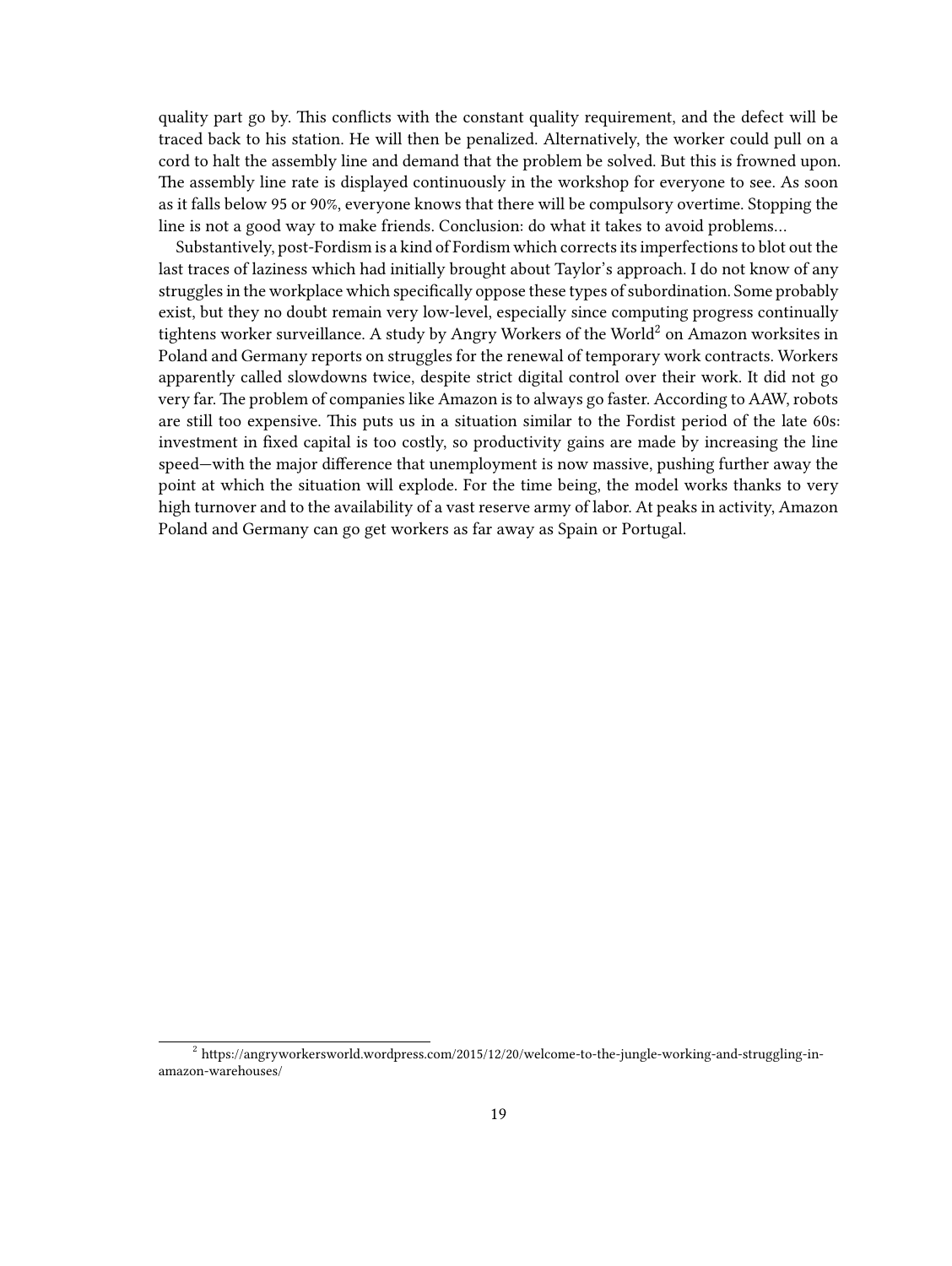quality part go by. This conflicts with the constant quality requirement, and the defect will be traced back to his station. He will then be penalized. Alternatively, the worker could pull on a cord to halt the assembly line and demand that the problem be solved. But this is frowned upon. The assembly line rate is displayed continuously in the workshop for everyone to see. As soon as it falls below 95 or 90%, everyone knows that there will be compulsory overtime. Stopping the line is not a good way to make friends. Conclusion: do what it takes to avoid problems…

Substantively, post-Fordism is a kind of Fordism which corrects its imperfections to blot out the last traces of laziness which had initially brought about Taylor's approach. I do not know of any struggles in the workplace which specifically oppose these types of subordination. Some probably exist, but they no doubt remain very low-level, especially since computing progress continually tightens worker surveillance. A study by Angry Workers of the World[2] on Amazon worksites in Poland and Germany reports on struggles for the renewal of temporary work contracts. Workers apparently called slowdowns twice, despite strict digital control over their work. It did not go very far. The problem of companies like Amazon is to always go faster. According to AAW, robots are still too expensive. This puts us in a situation similar to the Fordist period of the late 60s: investment in fixed capital is too costly, so productivity gains are made by increasing the line speed—with the major difference that unemployment is now massive, pushing further away the point at which the situation will explode. For the time being, the model works thanks to very high turnover and to the availability of a vast reserve army of labor. At peaks in activity, Amazon Poland and Germany can go get workers as far away as Spain or Portugal.

---

[2] https://angryworkersworld.wordpress.com/2015/12/20/welcome-to-the-jungle-working-and-struggling-in-amazon-warehouses/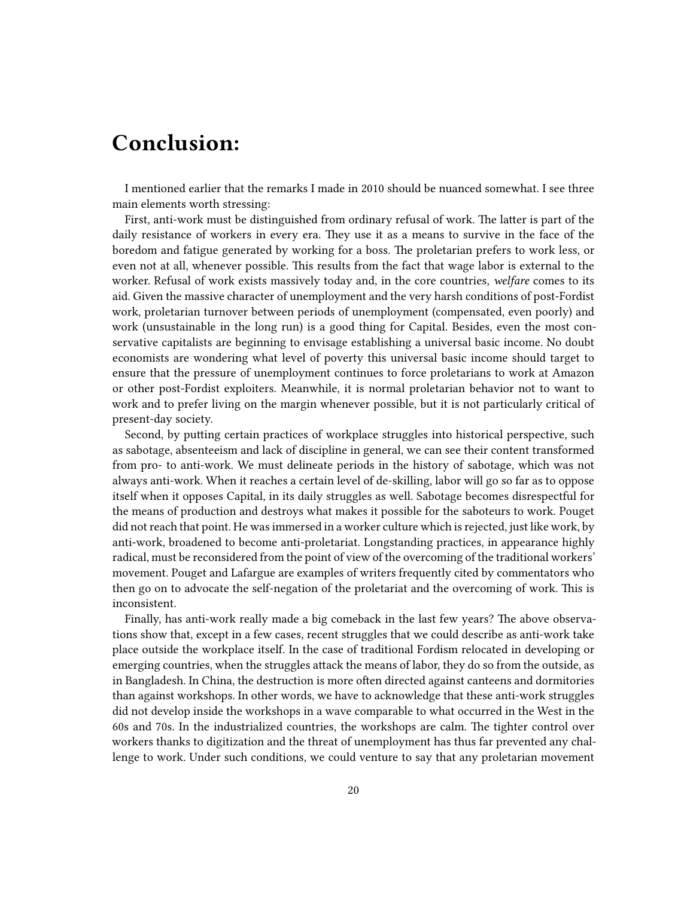# Conclusion:

I mentioned earlier that the remarks I made in 2010 should be nuanced somewhat. I see three main elements worth stressing:

First, anti-work must be distinguished from ordinary refusal of work. The latter is part of the daily resistance of workers in every era. They use it as a means to survive in the face of the boredom and fatigue generated by working for a boss. The proletarian prefers to work less, or even not at all, whenever possible. This results from the fact that wage labor is external to the worker. Refusal of work exists massively today and, in the core countries, *welfare* comes to its aid. Given the massive character of unemployment and the very harsh conditions of post-Fordist work, proletarian turnover between periods of unemployment (compensated, even poorly) and work (unsustainable in the long run) is a good thing for Capital. Besides, even the most conservative capitalists are beginning to envisage establishing a universal basic income. No doubt economists are wondering what level of poverty this universal basic income should target to ensure that the pressure of unemployment continues to force proletarians to work at Amazon or other post-Fordist exploiters. Meanwhile, it is normal proletarian behavior not to want to work and to prefer living on the margin whenever possible, but it is not particularly critical of present-day society.

Second, by putting certain practices of workplace struggles into historical perspective, such as sabotage, absenteeism and lack of discipline in general, we can see their content transformed from pro- to anti-work. We must delineate periods in the history of sabotage, which was not always anti-work. When it reaches a certain level of de-skilling, labor will go so far as to oppose itself when it opposes Capital, in its daily struggles as well. Sabotage becomes disrespectful for the means of production and destroys what makes it possible for the saboteurs to work. Pouget did not reach that point. He was immersed in a worker culture which is rejected, just like work, by anti-work, broadened to become anti-proletariat. Longstanding practices, in appearance highly radical, must be reconsidered from the point of view of the overcoming of the traditional workers' movement. Pouget and Lafargue are examples of writers frequently cited by commentators who then go on to advocate the self-negation of the proletariat and the overcoming of work. This is inconsistent.

Finally, has anti-work really made a big comeback in the last few years? The above observations show that, except in a few cases, recent struggles that we could describe as anti-work take place outside the workplace itself. In the case of traditional Fordism relocated in developing or emerging countries, when the struggles attack the means of labor, they do so from the outside, as in Bangladesh. In China, the destruction is more often directed against canteens and dormitories than against workshops. In other words, we have to acknowledge that these anti-work struggles did not develop inside the workshops in a wave comparable to what occurred in the West in the 60s and 70s. In the industrialized countries, the workshops are calm. The tighter control over workers thanks to digitization and the threat of unemployment has thus far prevented any challenge to work. Under such conditions, we could venture to say that any proletarian movement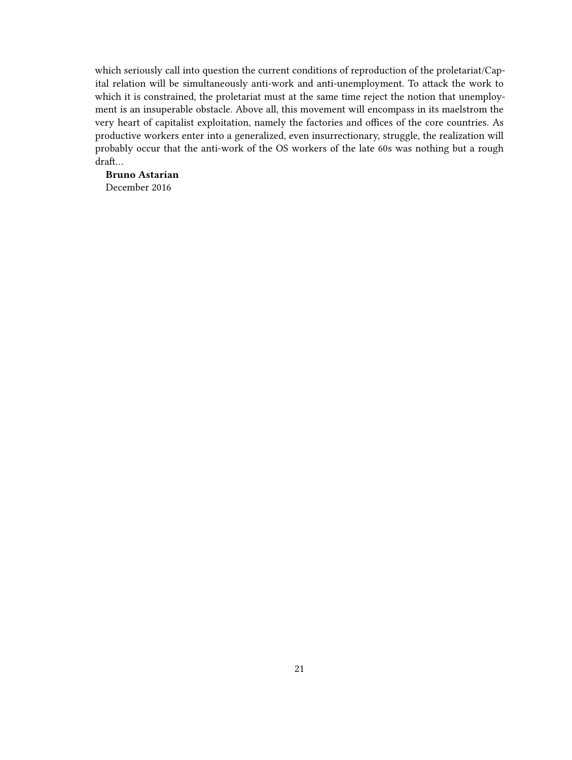which seriously call into question the current conditions of reproduction of the proletariat/Capital relation will be simultaneously anti-work and anti-unemployment. To attack the work to which it is constrained, the proletariat must at the same time reject the notion that unemployment is an insuperable obstacle. Above all, this movement will encompass in its maelstrom the very heart of capitalist exploitation, namely the factories and offices of the core countries. As productive workers enter into a generalized, even insurrectionary, struggle, the realization will probably occur that the anti-work of the OS workers of the late 60s was nothing but a rough draft…

**Bruno Astarian**
December 2016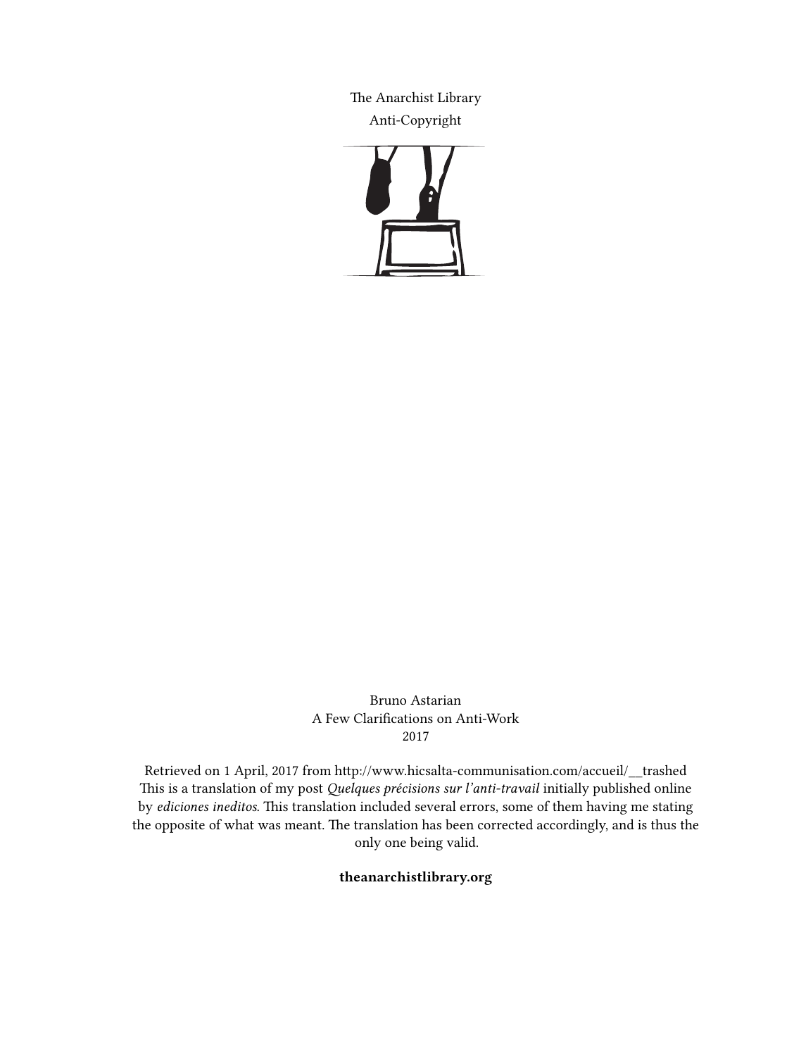The Anarchist Library
Anti-Copyright

Bruno Astarian
A Few Clarifications on Anti-Work
2017

Retrieved on 1 April, 2017 from http://www.hicsalta-communisation.com/accueil/__trashed
This is a translation of my post *Quelques précisions sur l'anti-travail* initially published online by *ediciones ineditos*. This translation included several errors, some of them having me stating the opposite of what was meant. The translation has been corrected accordingly, and is thus the only one being valid.

**theanarchistlibrary.org**